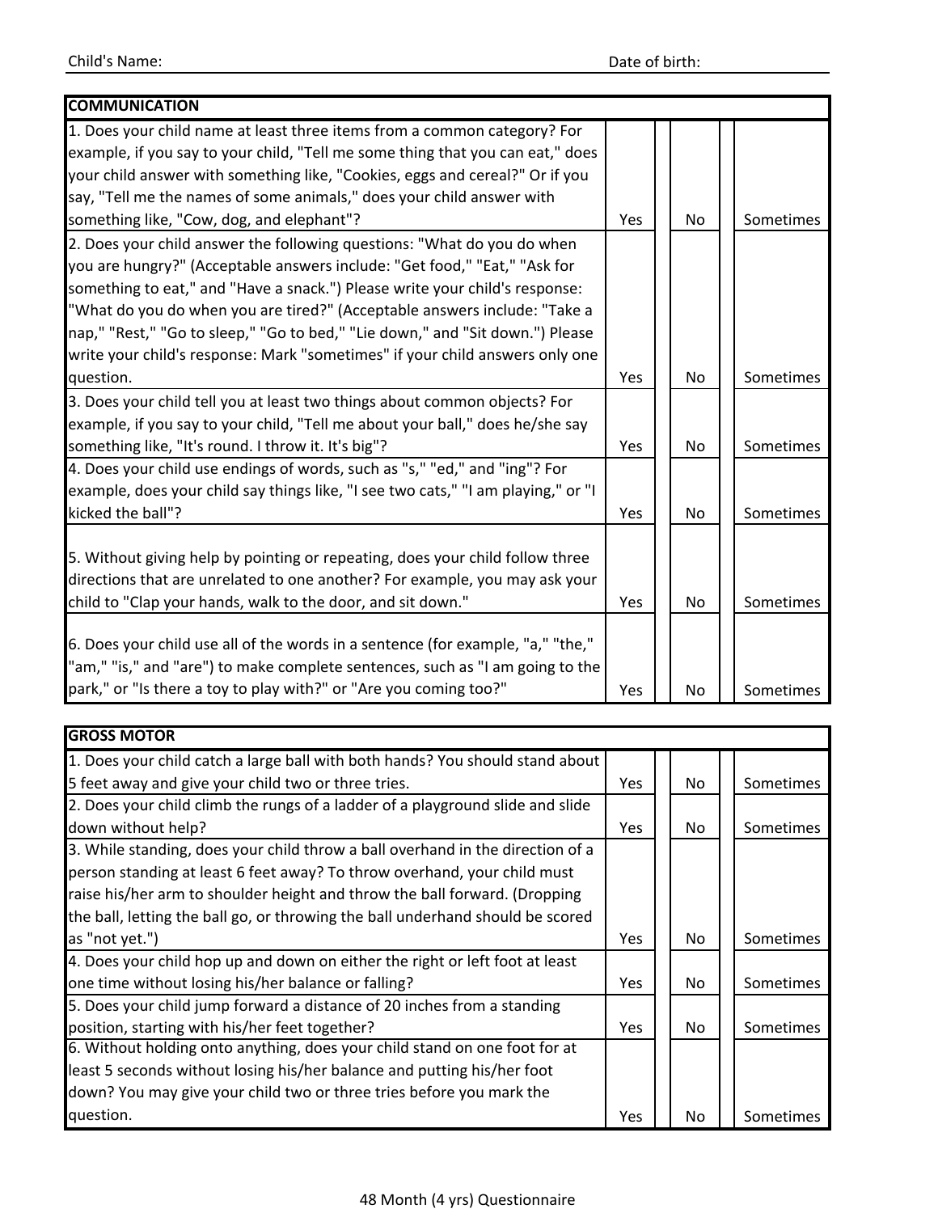Child's Name: Date of birth:

| COMMUNICATION | | | | | |
|---|---|---|---|---|---|
| 1. Does your child name at least three items from a common category? For example, if you say to your child, "Tell me some thing that you can eat," does your child answer with something like, "Cookies, eggs and cereal?" Or if you say, "Tell me the names of some animals," does your child answer with something like, "Cow, dog, and elephant"? | Yes | | No | | Sometimes |
| 2. Does your child answer the following questions: "What do you do when you are hungry?" (Acceptable answers include: "Get food," "Eat," "Ask for something to eat," and "Have a snack.") Please write your child's response: "What do you do when you are tired?" (Acceptable answers include: "Take a nap," "Rest," "Go to sleep," "Go to bed," "Lie down," and "Sit down.") Please write your child's response: Mark "sometimes" if your child answers only one question. | Yes | | No | | Sometimes |
| 3. Does your child tell you at least two things about common objects? For example, if you say to your child, "Tell me about your ball," does he/she say something like, "It's round. I throw it. It's big"? | Yes | | No | | Sometimes |
| 4. Does your child use endings of words, such as "s," "ed," and "ing"? For example, does your child say things like, "I see two cats," "I am playing," or "I kicked the ball"? | Yes | | No | | Sometimes |
| 5. Without giving help by pointing or repeating, does your child follow three directions that are unrelated to one another? For example, you may ask your child to "Clap your hands, walk to the door, and sit down." | Yes | | No | | Sometimes |
| 6. Does your child use all of the words in a sentence (for example, "a," "the," "am," "is," and "are") to make complete sentences, such as "I am going to the park," or "Is there a toy to play with?" or "Are you coming too?" | Yes | | No | | Sometimes |

| GROSS MOTOR | | | | | |
|---|---|---|---|---|---|
| 1. Does your child catch a large ball with both hands? You should stand about 5 feet away and give your child two or three tries. | Yes | | No | | Sometimes |
| 2. Does your child climb the rungs of a ladder of a playground slide and slide down without help? | Yes | | No | | Sometimes |
| 3. While standing, does your child throw a ball overhand in the direction of a person standing at least 6 feet away? To throw overhand, your child must raise his/her arm to shoulder height and throw the ball forward. (Dropping the ball, letting the ball go, or throwing the ball underhand should be scored as "not yet.") | Yes | | No | | Sometimes |
| 4. Does your child hop up and down on either the right or left foot at least one time without losing his/her balance or falling? | Yes | | No | | Sometimes |
| 5. Does your child jump forward a distance of 20 inches from a standing position, starting with his/her feet together? | Yes | | No | | Sometimes |
| 6. Without holding onto anything, does your child stand on one foot for at least 5 seconds without losing his/her balance and putting his/her foot down? You may give your child two or three tries before you mark the question. | Yes | | No | | Sometimes |

48 Month (4 yrs) Questionnaire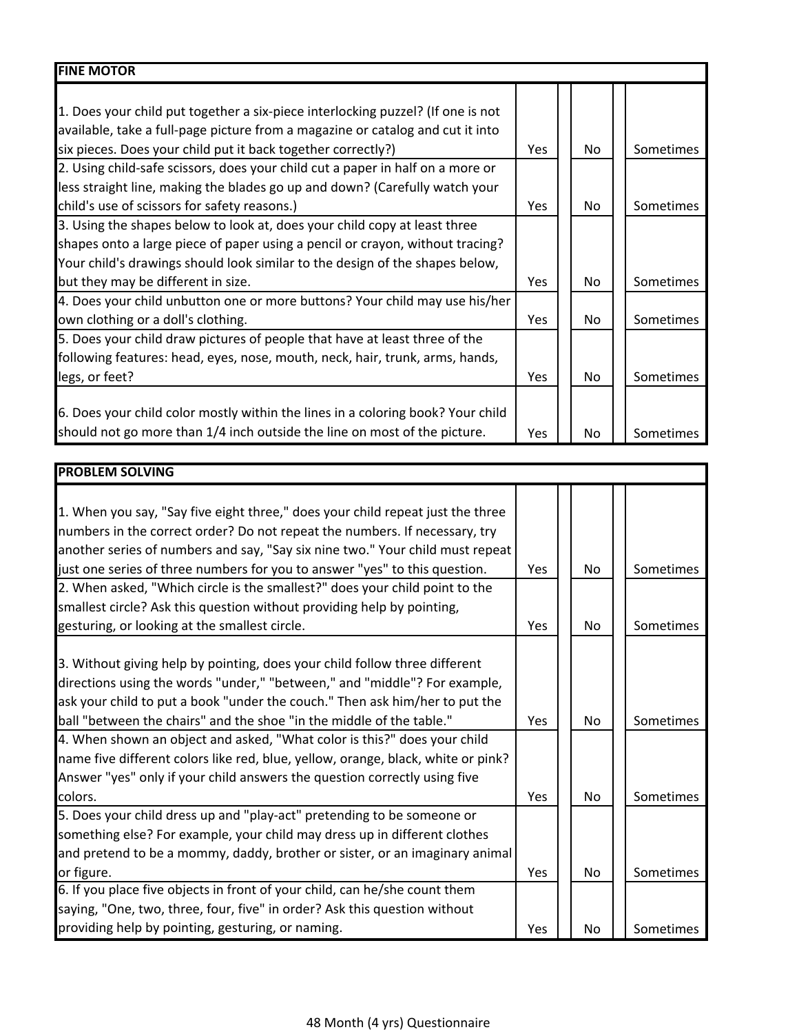| FINE MOTOR | | | | | |
|---|---|---|---|---|---|
| 1. Does your child put together a six-piece interlocking puzzel? (If one is not available, take a full-page picture from a magazine or catalog and cut it into six pieces. Does your child put it back together correctly?) | Yes | | No | | Sometimes |
| 2. Using child-safe scissors, does your child cut a paper in half on a more or less straight line, making the blades go up and down? (Carefully watch your child's use of scissors for safety reasons.) | Yes | | No | | Sometimes |
| 3. Using the shapes below to look at, does your child copy at least three shapes onto a large piece of paper using a pencil or crayon, without tracing? Your child's drawings should look similar to the design of the shapes below, but they may be different in size. | Yes | | No | | Sometimes |
| 4. Does your child unbutton one or more buttons? Your child may use his/her own clothing or a doll's clothing. | Yes | | No | | Sometimes |
| 5. Does your child draw pictures of people that have at least three of the following features: head, eyes, nose, mouth, neck, hair, trunk, arms, hands, legs, or feet? | Yes | | No | | Sometimes |
| 6. Does your child color mostly within the lines in a coloring book? Your child should not go more than 1/4 inch outside the line on most of the picture. | Yes | | No | | Sometimes |

| PROBLEM SOLVING | | | | | |
|---|---|---|---|---|---|
| 1. When you say, "Say five eight three," does your child repeat just the three numbers in the correct order? Do not repeat the numbers. If necessary, try another series of numbers and say, "Say six nine two." Your child must repeat just one series of three numbers for you to answer "yes" to this question. | Yes | | No | | Sometimes |
| 2. When asked, "Which circle is the smallest?" does your child point to the smallest circle? Ask this question without providing help by pointing, gesturing, or looking at the smallest circle. | Yes | | No | | Sometimes |
| 3. Without giving help by pointing, does your child follow three different directions using the words "under," "between," and "middle"? For example, ask your child to put a book "under the couch." Then ask him/her to put the ball "between the chairs" and the shoe "in the middle of the table." | Yes | | No | | Sometimes |
| 4. When shown an object and asked, "What color is this?" does your child name five different colors like red, blue, yellow, orange, black, white or pink? Answer "yes" only if your child answers the question correctly using five colors. | Yes | | No | | Sometimes |
| 5. Does your child dress up and "play-act" pretending to be someone or something else? For example, your child may dress up in different clothes and pretend to be a mommy, daddy, brother or sister, or an imaginary animal or figure. | Yes | | No | | Sometimes |
| 6. If you place five objects in front of your child, can he/she count them saying, "One, two, three, four, five" in order? Ask this question without providing help by pointing, gesturing, or naming. | Yes | | No | | Sometimes |

48 Month (4 yrs) Questionnaire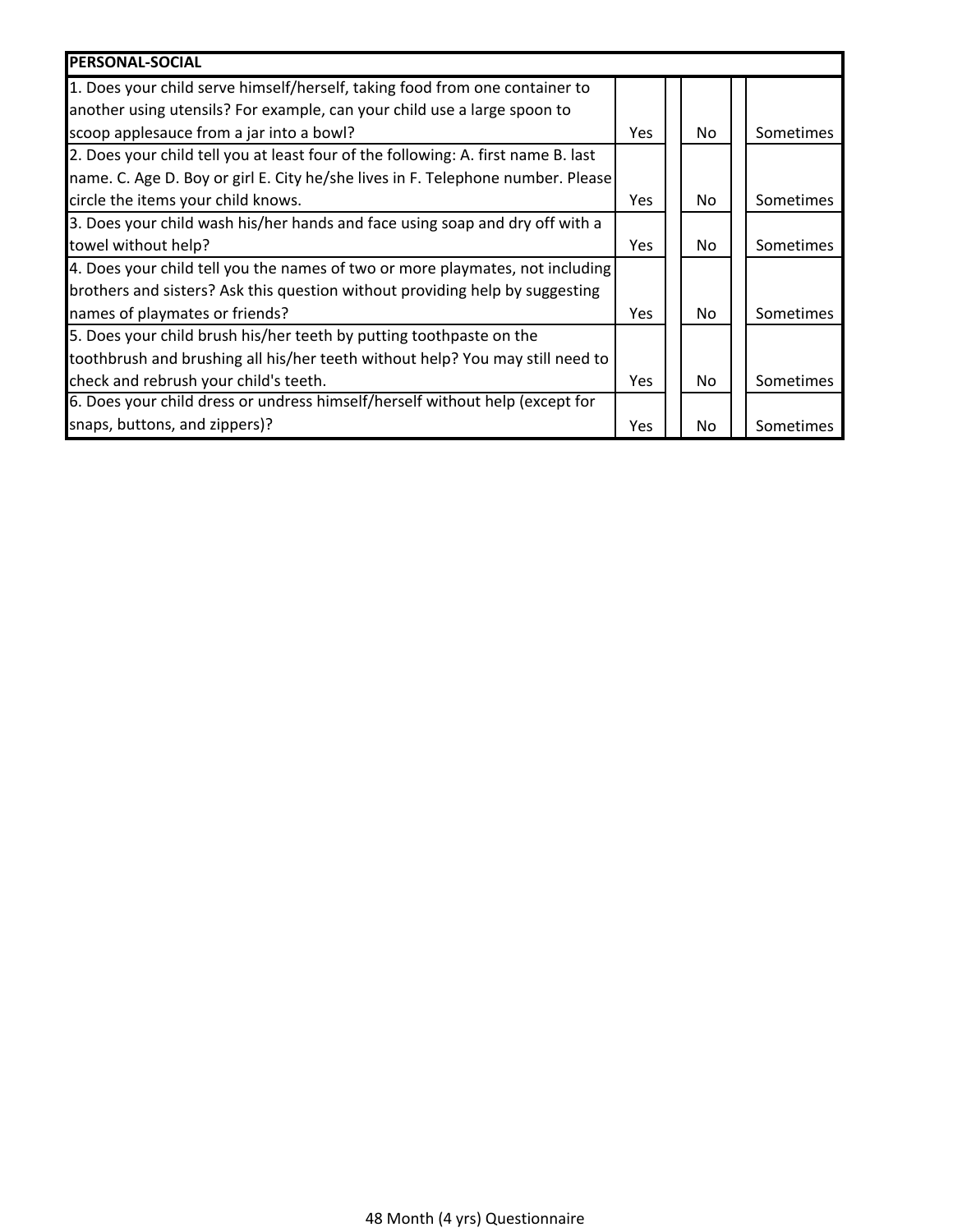| PERSONAL-SOCIAL | | | |
|---|---|---|---|
| 1. Does your child serve himself/herself, taking food from one container to another using utensils? For example, can your child use a large spoon to scoop applesauce from a jar into a bowl? | Yes | No | Sometimes |
| 2. Does your child tell you at least four of the following: A. first name B. last name. C. Age D. Boy or girl E. City he/she lives in F. Telephone number. Please circle the items your child knows. | Yes | No | Sometimes |
| 3. Does your child wash his/her hands and face using soap and dry off with a towel without help? | Yes | No | Sometimes |
| 4. Does your child tell you the names of two or more playmates, not including brothers and sisters? Ask this question without providing help by suggesting names of playmates or friends? | Yes | No | Sometimes |
| 5. Does your child brush his/her teeth by putting toothpaste on the toothbrush and brushing all his/her teeth without help? You may still need to check and rebrush your child's teeth. | Yes | No | Sometimes |
| 6. Does your child dress or undress himself/herself without help (except for snaps, buttons, and zippers)? | Yes | No | Sometimes |